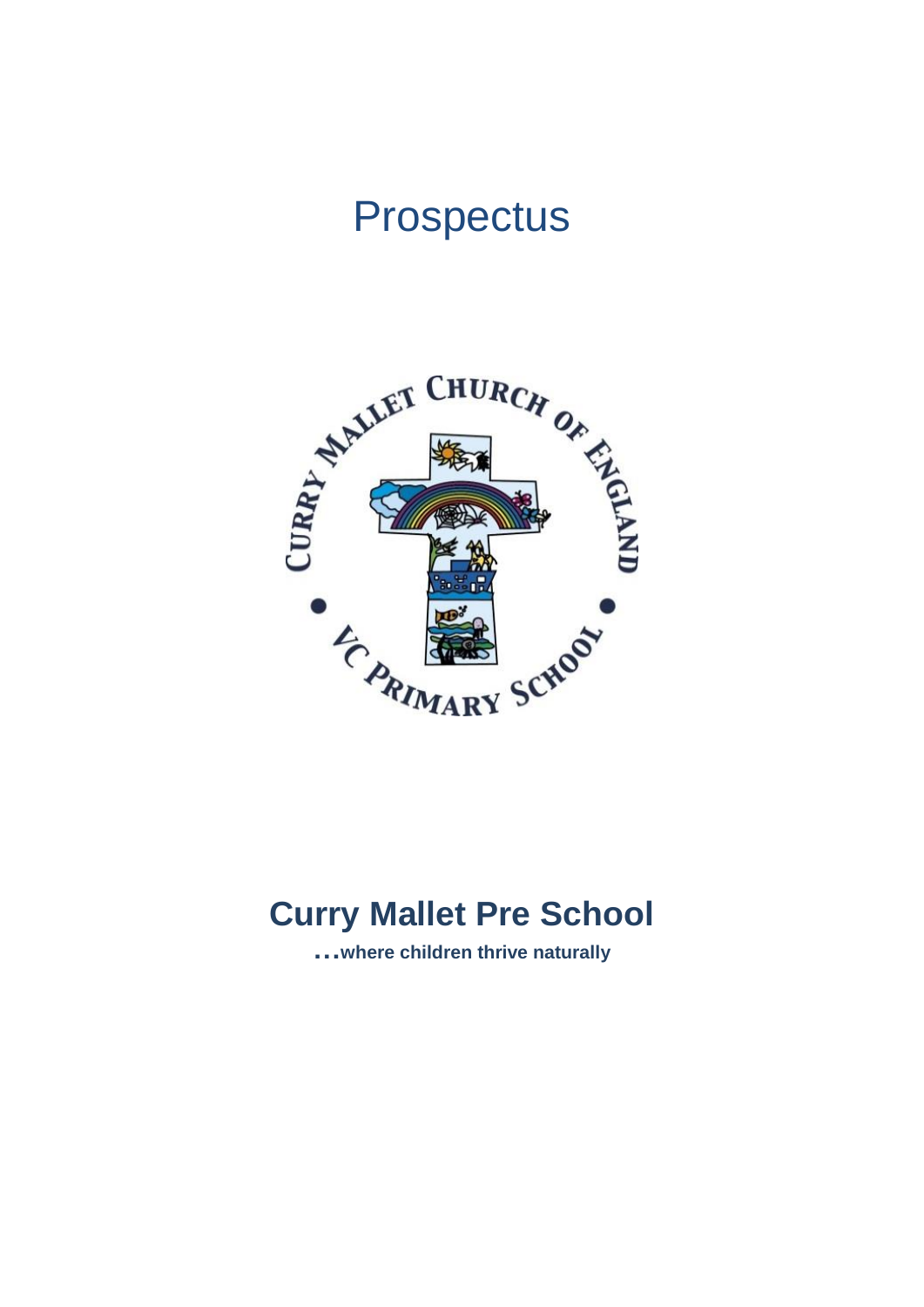# Prospectus

# Curry Mallet Pre School

**…where children thrive naturally**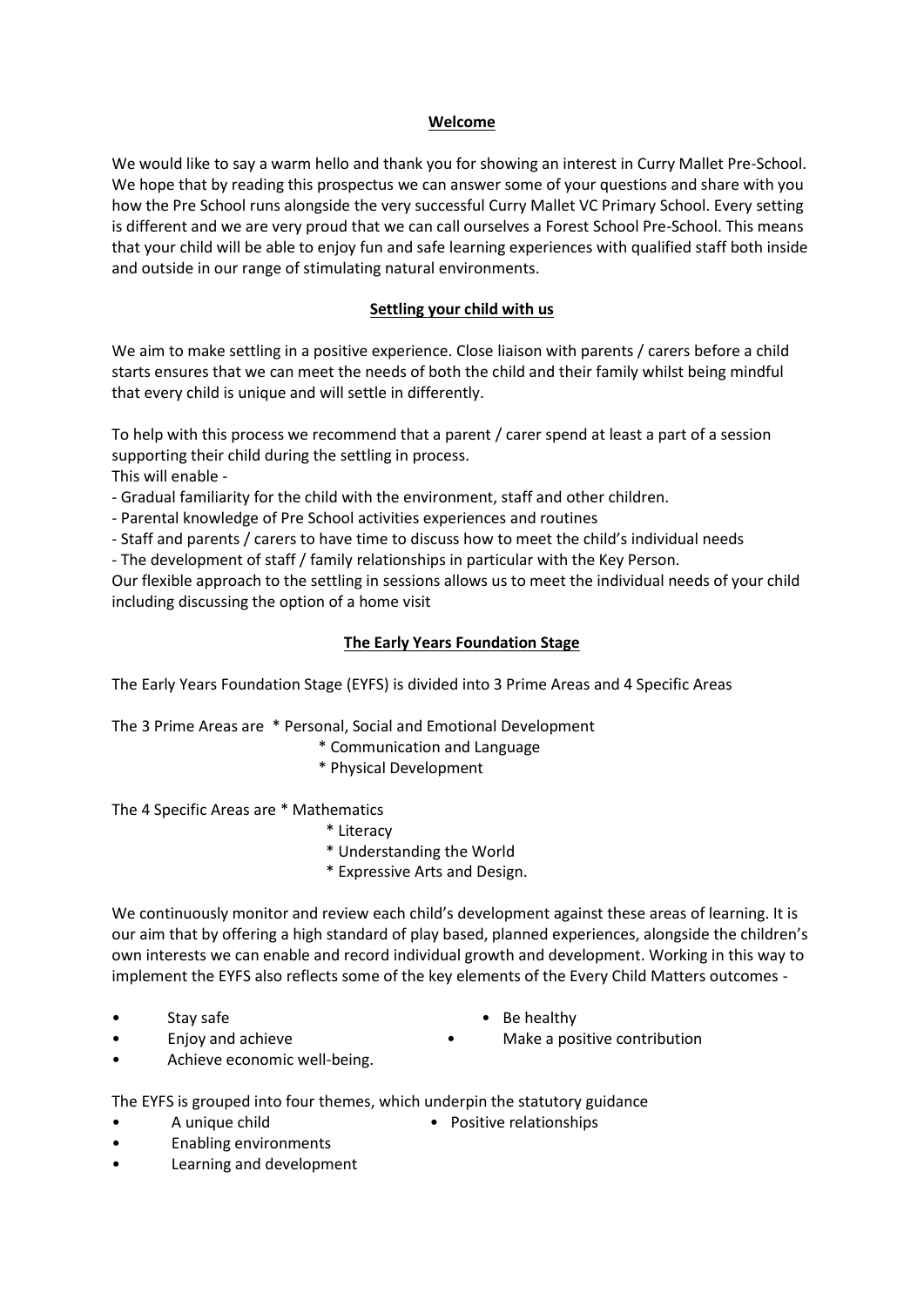## Welcome

We would like to say a warm hello and thank you for showing an interest in Curry Mallet Pre-School. We hope that by reading this prospectus we can answer some of your questions and share with you how the Pre School runs alongside the very successful Curry Mallet VC Primary School. Every setting is different and we are very proud that we can call ourselves a Forest School Pre-School. This means that your child will be able to enjoy fun and safe learning experiences with qualified staff both inside and outside in our range of stimulating natural environments.

## Settling your child with us

We aim to make settling in a positive experience. Close liaison with parents / carers before a child starts ensures that we can meet the needs of both the child and their family whilst being mindful that every child is unique and will settle in differently.

To help with this process we recommend that a parent / carer spend at least a part of a session supporting their child during the settling in process.

This will enable -

- Gradual familiarity for the child with the environment, staff and other children.
- Parental knowledge of Pre School activities experiences and routines
- Staff and parents / carers to have time to discuss how to meet the child's individual needs
- The development of staff / family relationships in particular with the Key Person.

Our flexible approach to the settling in sessions allows us to meet the individual needs of your child including discussing the option of a home visit

## The Early Years Foundation Stage

The Early Years Foundation Stage (EYFS) is divided into 3 Prime Areas and 4 Specific Areas

The 3 Prime Areas are
* Personal, Social and Emotional Development
* Communication and Language
* Physical Development

The 4 Specific Areas are
* Mathematics
* Literacy
* Understanding the World
* Expressive Arts and Design.

We continuously monitor and review each child's development against these areas of learning. It is our aim that by offering a high standard of play based, planned experiences, alongside the children's own interests we can enable and record individual growth and development. Working in this way to implement the EYFS also reflects some of the key elements of the Every Child Matters outcomes -

- Stay safe
- Be healthy
- Enjoy and achieve
- Make a positive contribution
- Achieve economic well-being.

The EYFS is grouped into four themes, which underpin the statutory guidance

- A unique child
- Positive relationships
- Enabling environments
- Learning and development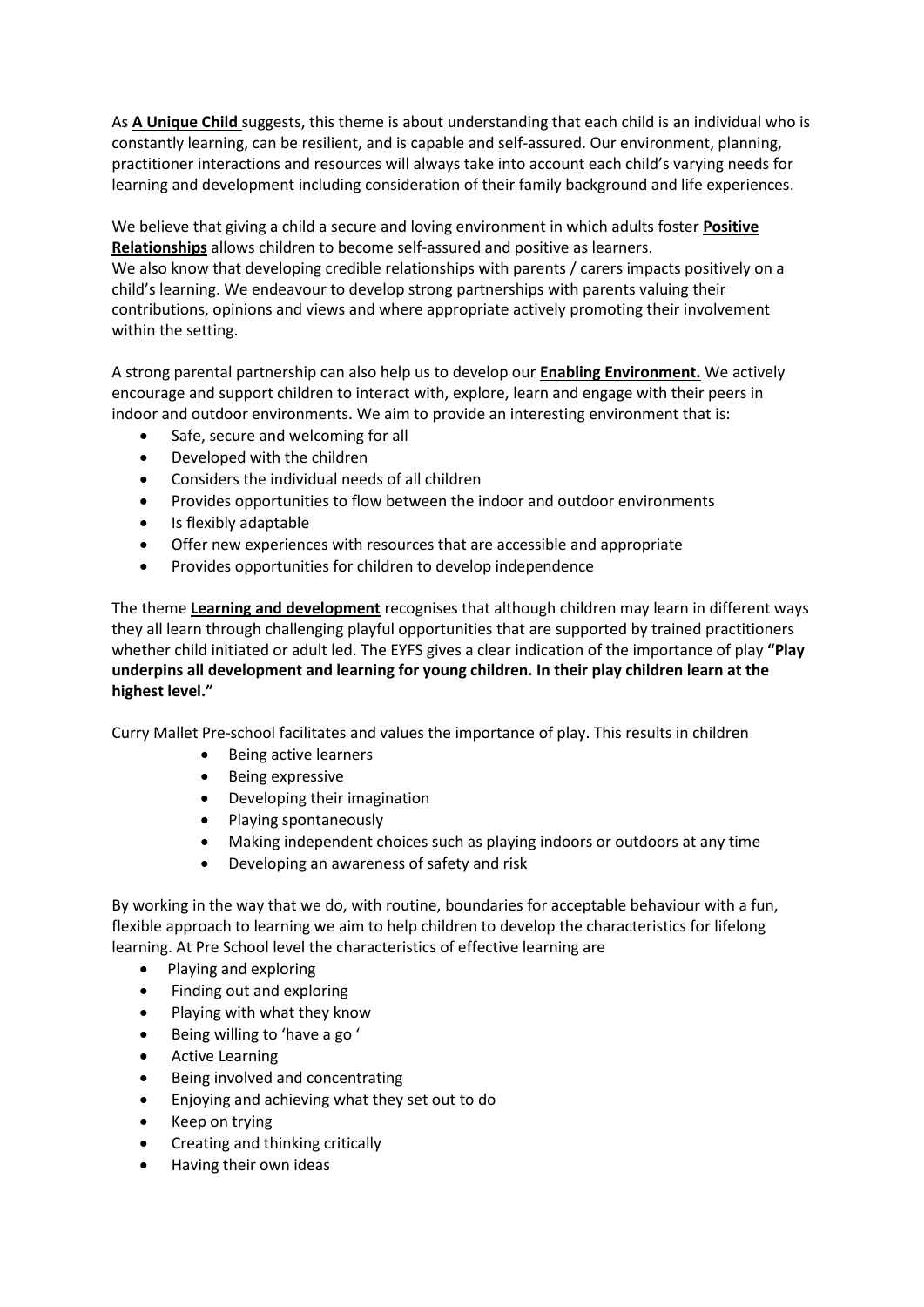As **A Unique Child** suggests, this theme is about understanding that each child is an individual who is constantly learning, can be resilient, and is capable and self-assured. Our environment, planning, practitioner interactions and resources will always take into account each child's varying needs for learning and development including consideration of their family background and life experiences.

We believe that giving a child a secure and loving environment in which adults foster **Positive Relationships** allows children to become self-assured and positive as learners.
We also know that developing credible relationships with parents / carers impacts positively on a child's learning. We endeavour to develop strong partnerships with parents valuing their contributions, opinions and views and where appropriate actively promoting their involvement within the setting.

A strong parental partnership can also help us to develop our **Enabling Environment.** We actively encourage and support children to interact with, explore, learn and engage with their peers in indoor and outdoor environments. We aim to provide an interesting environment that is:

- Safe, secure and welcoming for all
- Developed with the children
- Considers the individual needs of all children
- Provides opportunities to flow between the indoor and outdoor environments
- Is flexibly adaptable
- Offer new experiences with resources that are accessible and appropriate
- Provides opportunities for children to develop independence

The theme **Learning and development** recognises that although children may learn in different ways they all learn through challenging playful opportunities that are supported by trained practitioners whether child initiated or adult led. The EYFS gives a clear indication of the importance of play **"Play underpins all development and learning for young children. In their play children learn at the highest level."**

Curry Mallet Pre-school facilitates and values the importance of play. This results in children

- Being active learners
- Being expressive
- Developing their imagination
- Playing spontaneously
- Making independent choices such as playing indoors or outdoors at any time
- Developing an awareness of safety and risk

By working in the way that we do, with routine, boundaries for acceptable behaviour with a fun, flexible approach to learning we aim to help children to develop the characteristics for lifelong learning. At Pre School level the characteristics of effective learning are

- Playing and exploring
- Finding out and exploring
- Playing with what they know
- Being willing to 'have a go '
- Active Learning
- Being involved and concentrating
- Enjoying and achieving what they set out to do
- Keep on trying
- Creating and thinking critically
- Having their own ideas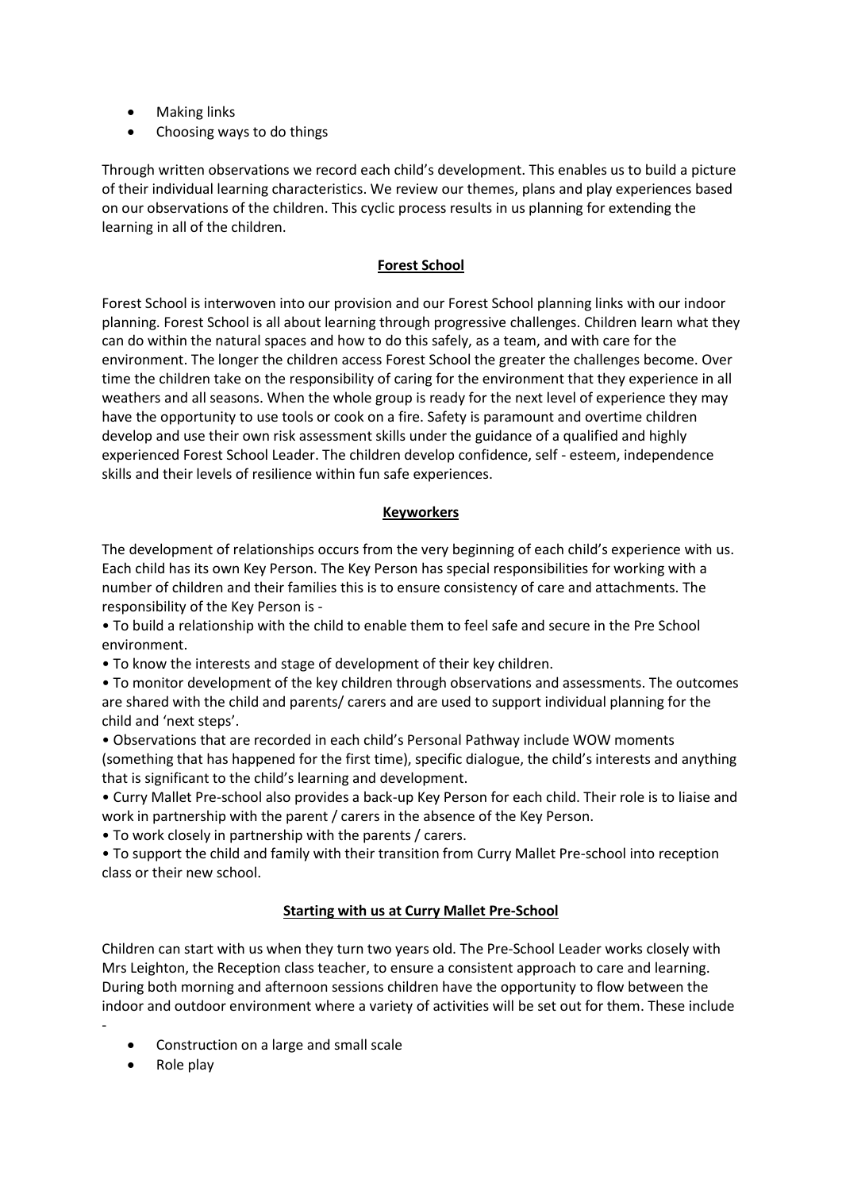- Making links
- Choosing ways to do things

Through written observations we record each child's development. This enables us to build a picture of their individual learning characteristics. We review our themes, plans and play experiences based on our observations of the children. This cyclic process results in us planning for extending the learning in all of the children.

## Forest School

Forest School is interwoven into our provision and our Forest School planning links with our indoor planning. Forest School is all about learning through progressive challenges. Children learn what they can do within the natural spaces and how to do this safely, as a team, and with care for the environment. The longer the children access Forest School the greater the challenges become. Over time the children take on the responsibility of caring for the environment that they experience in all weathers and all seasons. When the whole group is ready for the next level of experience they may have the opportunity to use tools or cook on a fire. Safety is paramount and overtime children develop and use their own risk assessment skills under the guidance of a qualified and highly experienced Forest School Leader. The children develop confidence, self - esteem, independence skills and their levels of resilience within fun safe experiences.

## Keyworkers

The development of relationships occurs from the very beginning of each child's experience with us. Each child has its own Key Person. The Key Person has special responsibilities for working with a number of children and their families this is to ensure consistency of care and attachments. The responsibility of the Key Person is -

- To build a relationship with the child to enable them to feel safe and secure in the Pre School environment.
- To know the interests and stage of development of their key children.
- To monitor development of the key children through observations and assessments. The outcomes are shared with the child and parents/ carers and are used to support individual planning for the child and 'next steps'.
- Observations that are recorded in each child's Personal Pathway include WOW moments (something that has happened for the first time), specific dialogue, the child's interests and anything that is significant to the child's learning and development.
- Curry Mallet Pre-school also provides a back-up Key Person for each child. Their role is to liaise and work in partnership with the parent / carers in the absence of the Key Person.
- To work closely in partnership with the parents / carers.
- To support the child and family with their transition from Curry Mallet Pre-school into reception class or their new school.

## Starting with us at Curry Mallet Pre-School

Children can start with us when they turn two years old. The Pre-School Leader works closely with Mrs Leighton, the Reception class teacher, to ensure a consistent approach to care and learning. During both morning and afternoon sessions children have the opportunity to flow between the indoor and outdoor environment where a variety of activities will be set out for them. These include -

- Construction on a large and small scale
- Role play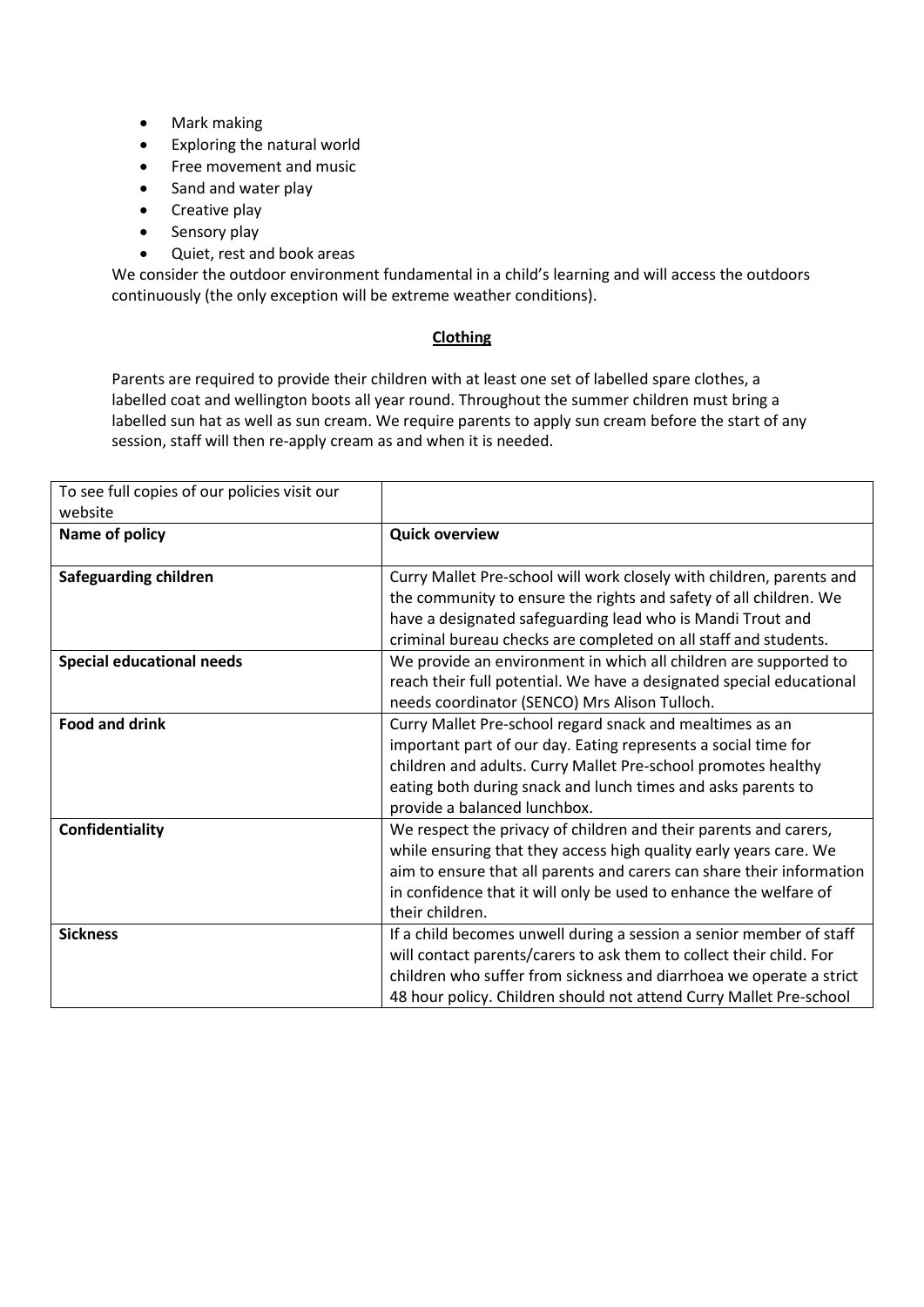- Mark making
- Exploring the natural world
- Free movement and music
- Sand and water play
- Creative play
- Sensory play
- Quiet, rest and book areas

We consider the outdoor environment fundamental in a child's learning and will access the outdoors continuously (the only exception will be extreme weather conditions).

## Clothing

Parents are required to provide their children with at least one set of labelled spare clothes, a labelled coat and wellington boots all year round. Throughout the summer children must bring a labelled sun hat as well as sun cream. We require parents to apply sun cream before the start of any session, staff will then re-apply cream as and when it is needed.

| To see full copies of our policies visit our website | |
|---|---|
| **Name of policy** | **Quick overview** |
| **Safeguarding children** | Curry Mallet Pre-school will work closely with children, parents and the community to ensure the rights and safety of all children. We have a designated safeguarding lead who is Mandi Trout and criminal bureau checks are completed on all staff and students. |
| **Special educational needs** | We provide an environment in which all children are supported to reach their full potential. We have a designated special educational needs coordinator (SENCO) Mrs Alison Tulloch. |
| **Food and drink** | Curry Mallet Pre-school regard snack and mealtimes as an important part of our day. Eating represents a social time for children and adults. Curry Mallet Pre-school promotes healthy eating both during snack and lunch times and asks parents to provide a balanced lunchbox. |
| **Confidentiality** | We respect the privacy of children and their parents and carers, while ensuring that they access high quality early years care. We aim to ensure that all parents and carers can share their information in confidence that it will only be used to enhance the welfare of their children. |
| **Sickness** | If a child becomes unwell during a session a senior member of staff will contact parents/carers to ask them to collect their child. For children who suffer from sickness and diarrhoea we operate a strict 48 hour policy. Children should not attend Curry Mallet Pre-school |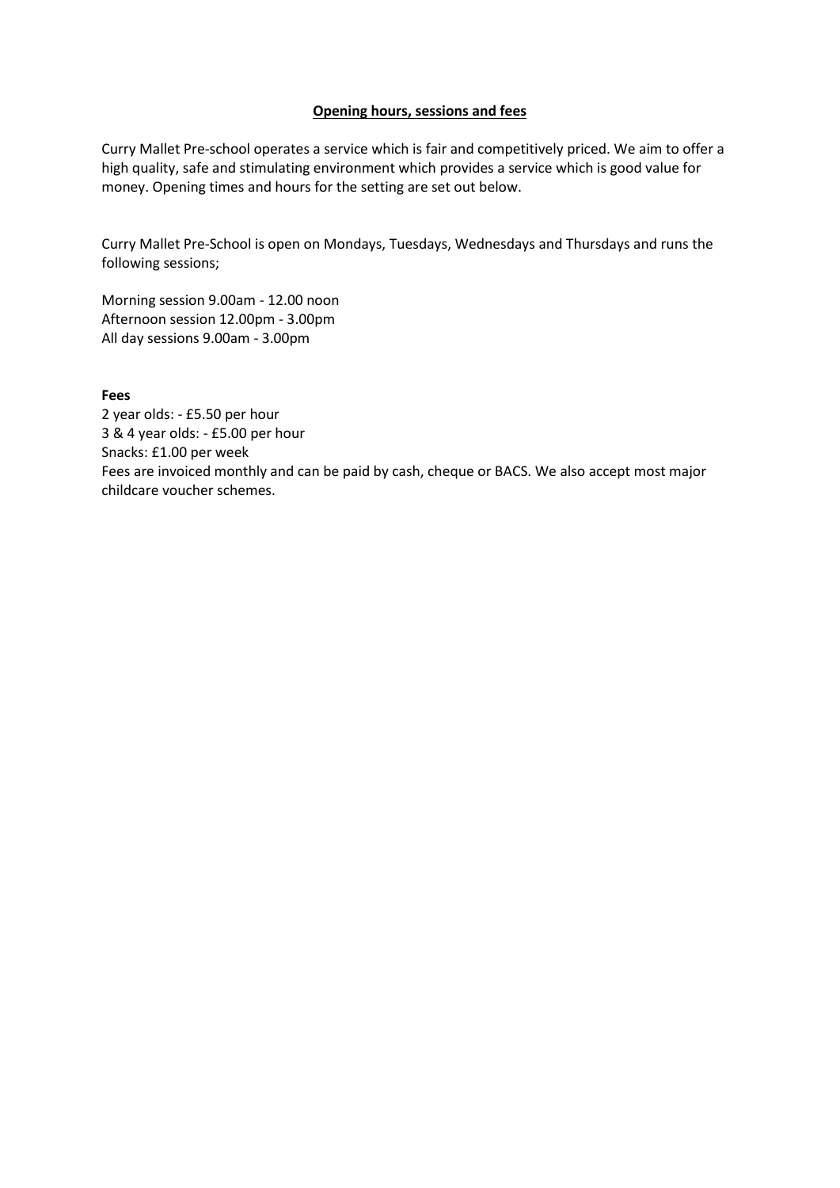## Opening hours, sessions and fees

Curry Mallet Pre-school operates a service which is fair and competitively priced. We aim to offer a high quality, safe and stimulating environment which provides a service which is good value for money. Opening times and hours for the setting are set out below.

Curry Mallet Pre-School is open on Mondays, Tuesdays, Wednesdays and Thursdays and runs the following sessions;

Morning session 9.00am - 12.00 noon
Afternoon session 12.00pm - 3.00pm
All day sessions 9.00am - 3.00pm

**Fees**

2 year olds: - £5.50 per hour
3 & 4 year olds: - £5.00 per hour
Snacks: £1.00 per week
Fees are invoiced monthly and can be paid by cash, cheque or BACS. We also accept most major childcare voucher schemes.